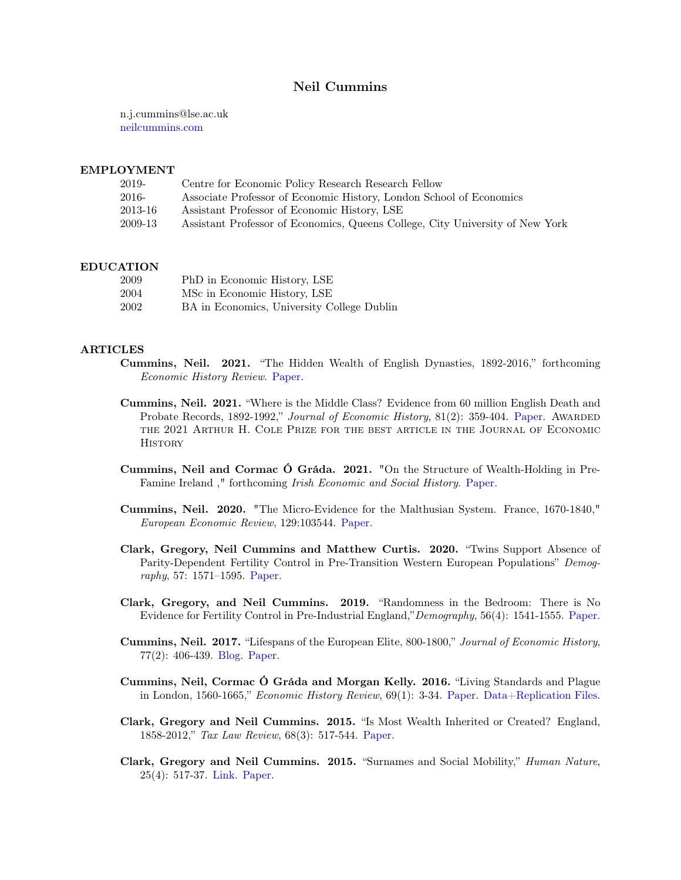# Neil Cummins

n.j.cummins@lse.ac.uk
neilcummins.com

## EMPLOYMENT

| | |
|---|---|
| 2019- | Centre for Economic Policy Research Research Fellow |
| 2016- | Associate Professor of Economic History, London School of Economics |
| 2013-16 | Assistant Professor of Economic History, LSE |
| 2009-13 | Assistant Professor of Economics, Queens College, City University of New York |

## EDUCATION

| | |
|---|---|
| 2009 | PhD in Economic History, LSE |
| 2004 | MSc in Economic History, LSE |
| 2002 | BA in Economics, University College Dublin |

## ARTICLES

**Cummins, Neil. 2021.** "The Hidden Wealth of English Dynasties, 1892-2016," forthcoming *Economic History Review*. Paper.

**Cummins, Neil. 2021.** "Where is the Middle Class? Evidence from 60 million English Death and Probate Records, 1892-1992," *Journal of Economic History*, 81(2): 359-404. Paper. Awarded the 2021 Arthur H. Cole Prize for the best article in the Journal of Economic History

**Cummins, Neil and Cormac Ó Gráda. 2021.** "On the Structure of Wealth-Holding in Pre-Famine Ireland ," forthcoming *Irish Economic and Social History*. Paper.

**Cummins, Neil. 2020.** "The Micro-Evidence for the Malthusian System. France, 1670-1840," *European Economic Review*, 129:103544. Paper.

**Clark, Gregory, Neil Cummins and Matthew Curtis. 2020.** "Twins Support Absence of Parity-Dependent Fertility Control in Pre-Transition Western European Populations" *Demography*, 57: 1571–1595. Paper.

**Clark, Gregory, and Neil Cummins. 2019.** "Randomness in the Bedroom: There is No Evidence for Fertility Control in Pre-Industrial England,"*Demography*, 56(4): 1541-1555. Paper.

**Cummins, Neil. 2017.** "Lifespans of the European Elite, 800-1800," *Journal of Economic History*, 77(2): 406-439. Blog. Paper.

**Cummins, Neil, Cormac Ó Gráda and Morgan Kelly. 2016.** "Living Standards and Plague in London, 1560-1665," *Economic History Review*, 69(1): 3-34. Paper. Data+Replication Files.

**Clark, Gregory and Neil Cummins. 2015.** "Is Most Wealth Inherited or Created? England, 1858-2012," *Tax Law Review*, 68(3): 517-544. Paper.

**Clark, Gregory and Neil Cummins. 2015.** "Surnames and Social Mobility," *Human Nature*, 25(4): 517-37. Link. Paper.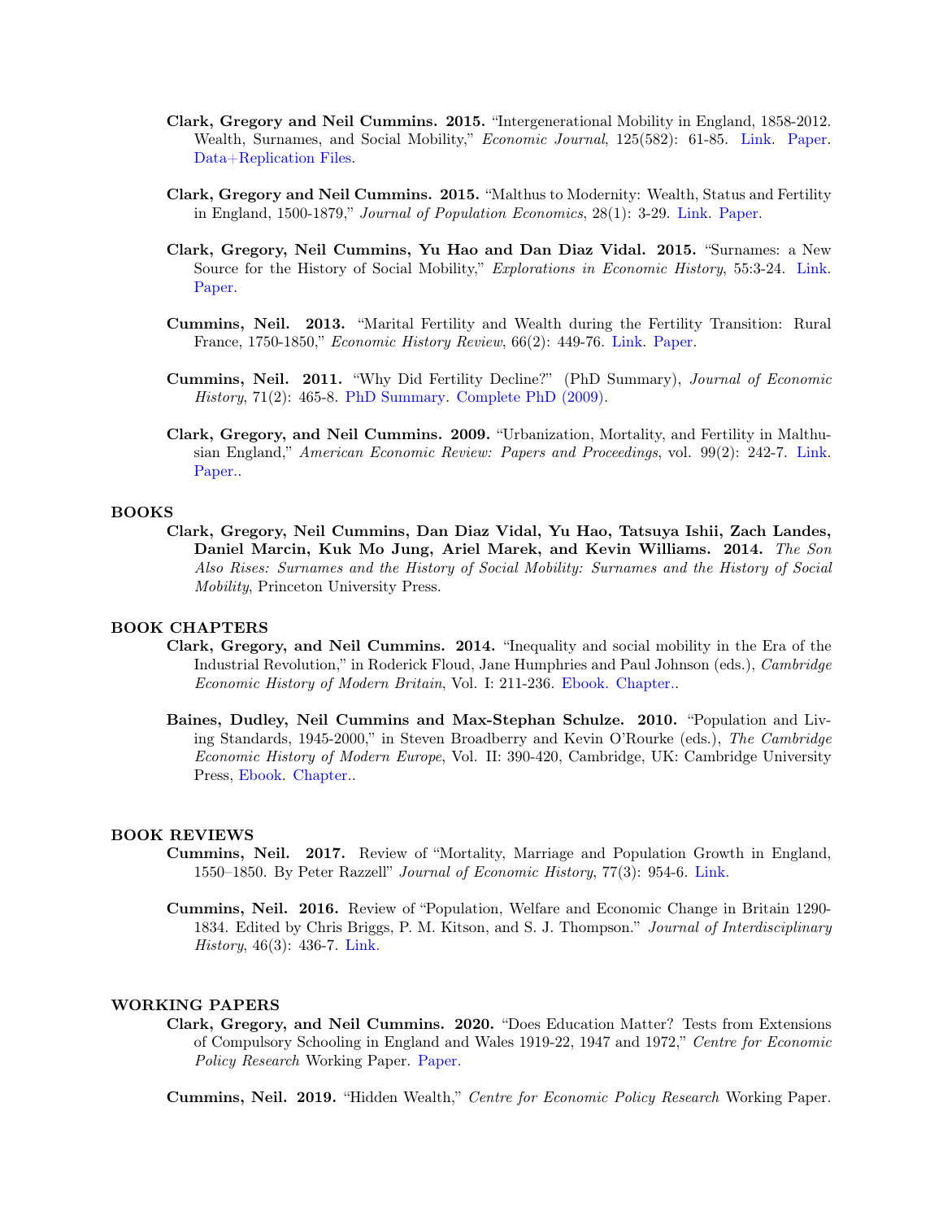**Clark, Gregory and Neil Cummins. 2015.** "Intergenerational Mobility in England, 1858-2012. Wealth, Surnames, and Social Mobility," *Economic Journal*, 125(582): 61-85. Link. Paper. Data+Replication Files.

**Clark, Gregory and Neil Cummins. 2015.** "Malthus to Modernity: Wealth, Status and Fertility in England, 1500-1879," *Journal of Population Economics*, 28(1): 3-29. Link. Paper.

**Clark, Gregory, Neil Cummins, Yu Hao and Dan Diaz Vidal. 2015.** "Surnames: a New Source for the History of Social Mobility," *Explorations in Economic History*, 55:3-24. Link. Paper.

**Cummins, Neil. 2013.** "Marital Fertility and Wealth during the Fertility Transition: Rural France, 1750-1850," *Economic History Review*, 66(2): 449-76. Link. Paper.

**Cummins, Neil. 2011.** "Why Did Fertility Decline?" (PhD Summary), *Journal of Economic History*, 71(2): 465-8. PhD Summary. Complete PhD (2009).

**Clark, Gregory, and Neil Cummins. 2009.** "Urbanization, Mortality, and Fertility in Malthusian England," *American Economic Review: Papers and Proceedings*, vol. 99(2): 242-7. Link. Paper..

## BOOKS

**Clark, Gregory, Neil Cummins, Dan Diaz Vidal, Yu Hao, Tatsuya Ishii, Zach Landes, Daniel Marcin, Kuk Mo Jung, Ariel Marek, and Kevin Williams. 2014.** *The Son Also Rises: Surnames and the History of Social Mobility: Surnames and the History of Social Mobility*, Princeton University Press.

## BOOK CHAPTERS

**Clark, Gregory, and Neil Cummins. 2014.** "Inequality and social mobility in the Era of the Industrial Revolution," in Roderick Floud, Jane Humphries and Paul Johnson (eds.), *Cambridge Economic History of Modern Britain*, Vol. I: 211-236. Ebook. Chapter..

**Baines, Dudley, Neil Cummins and Max-Stephan Schulze. 2010.** "Population and Living Standards, 1945-2000," in Steven Broadberry and Kevin O'Rourke (eds.), *The Cambridge Economic History of Modern Europe*, Vol. II: 390-420, Cambridge, UK: Cambridge University Press, Ebook. Chapter..

## BOOK REVIEWS

**Cummins, Neil. 2017.** Review of "Mortality, Marriage and Population Growth in England, 1550–1850. By Peter Razzell" *Journal of Economic History*, 77(3): 954-6. Link.

**Cummins, Neil. 2016.** Review of "Population, Welfare and Economic Change in Britain 1290-1834. Edited by Chris Briggs, P. M. Kitson, and S. J. Thompson." *Journal of Interdisciplinary History*, 46(3): 436-7. Link.

## WORKING PAPERS

**Clark, Gregory, and Neil Cummins. 2020.** "Does Education Matter? Tests from Extensions of Compulsory Schooling in England and Wales 1919-22, 1947 and 1972," *Centre for Economic Policy Research* Working Paper. Paper.

**Cummins, Neil. 2019.** "Hidden Wealth," *Centre for Economic Policy Research* Working Paper.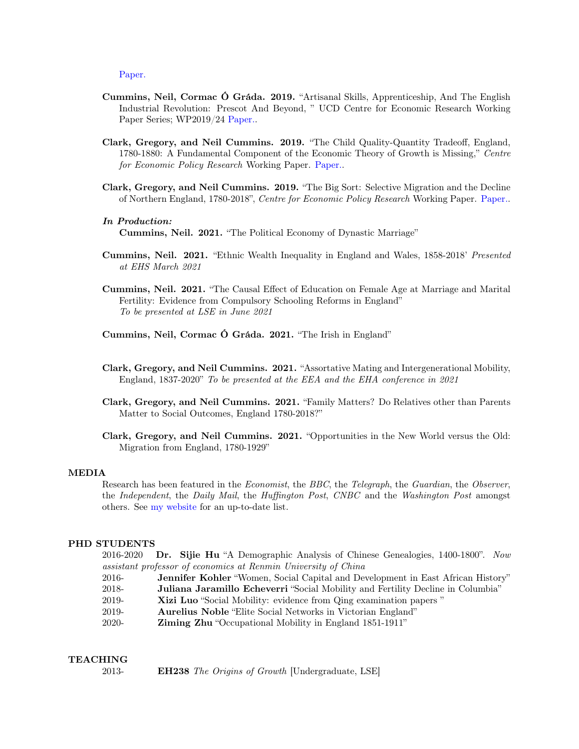Paper.

**Cummins, Neil, Cormac Ó Gráda. 2019.** "Artisanal Skills, Apprenticeship, And The English Industrial Revolution: Prescot And Beyond, " UCD Centre for Economic Research Working Paper Series; WP2019/24 Paper..

**Clark, Gregory, and Neil Cummins. 2019.** "The Child Quality-Quantity Tradeoff, England, 1780-1880: A Fundamental Component of the Economic Theory of Growth is Missing," *Centre for Economic Policy Research* Working Paper. Paper..

**Clark, Gregory, and Neil Cummins. 2019.** "The Big Sort: Selective Migration and the Decline of Northern England, 1780-2018", *Centre for Economic Policy Research* Working Paper. Paper..

***In Production:***

**Cummins, Neil. 2021.** "The Political Economy of Dynastic Marriage"

**Cummins, Neil. 2021.** "Ethnic Wealth Inequality in England and Wales, 1858-2018' *Presented at EHS March 2021*

**Cummins, Neil. 2021.** "The Causal Effect of Education on Female Age at Marriage and Marital Fertility: Evidence from Compulsory Schooling Reforms in England" *To be presented at LSE in June 2021*

**Cummins, Neil, Cormac Ó Gráda. 2021.** "The Irish in England"

**Clark, Gregory, and Neil Cummins. 2021.** "Assortative Mating and Intergenerational Mobility, England, 1837-2020" *To be presented at the EEA and the EHA conference in 2021*

**Clark, Gregory, and Neil Cummins. 2021.** "Family Matters? Do Relatives other than Parents Matter to Social Outcomes, England 1780-2018?"

**Clark, Gregory, and Neil Cummins. 2021.** "Opportunities in the New World versus the Old: Migration from England, 1780-1929"

## MEDIA

Research has been featured in the *Economist*, the *BBC*, the *Telegraph*, the *Guardian*, the *Observer*, the *Independent*, the *Daily Mail*, the *Huffington Post*, *CNBC* and the *Washington Post* amongst others. See my website for an up-to-date list.

## PHD STUDENTS

2016-2020 **Dr. Sijie Hu** "A Demographic Analysis of Chinese Genealogies, 1400-1800". *Now assistant professor of economics at Renmin University of China*

2016- **Jennifer Kohler** "Women, Social Capital and Development in East African History"

2018- **Juliana Jaramillo Echeverri** "Social Mobility and Fertility Decline in Columbia"

2019- **Xizi Luo** "Social Mobility: evidence from Qing examination papers "

2019- **Aurelius Noble** "Elite Social Networks in Victorian England"

2020- **Ziming Zhu** "Occupational Mobility in England 1851-1911"

## TEACHING

2013- **EH238** *The Origins of Growth* [Undergraduate, LSE]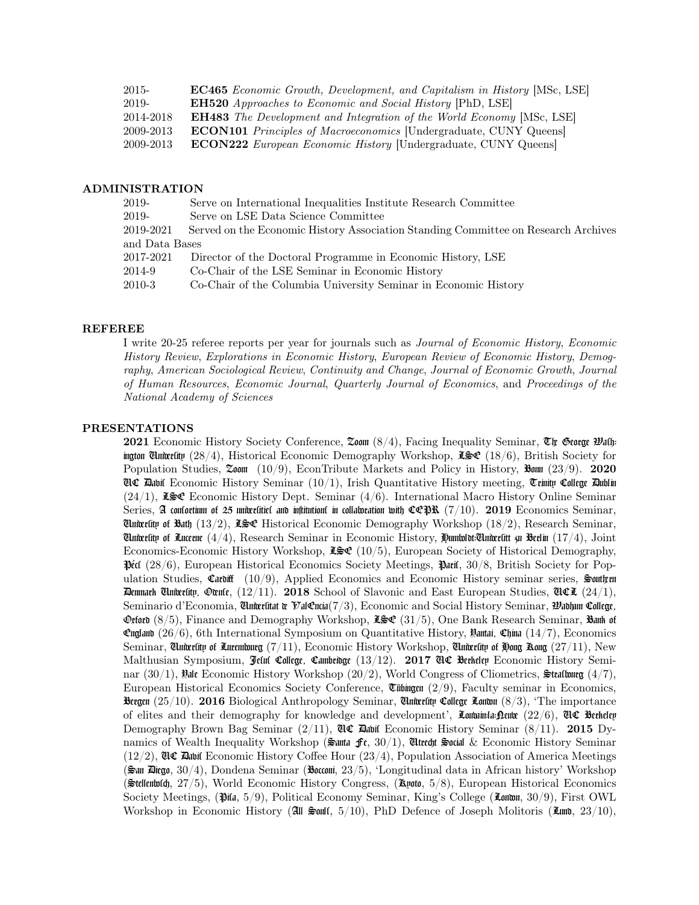| | |
|---|---|
| 2015- | **EC465** *Economic Growth, Development, and Capitalism in History* [MSc, LSE] |
| 2019- | **EH520** *Approaches to Economic and Social History* [PhD, LSE] |
| 2014-2018 | **EH483** *The Development and Integration of the World Economy* [MSc, LSE] |
| 2009-2013 | **ECON101** *Principles of Macroeconomics* [Undergraduate, CUNY Queens] |
| 2009-2013 | **ECON222** *European Economic History* [Undergraduate, CUNY Queens] |

## ADMINISTRATION

| | |
|---|---|
| 2019- | Serve on International Inequalities Institute Research Committee |
| 2019- | Serve on LSE Data Science Committee |
| 2019-2021 | Served on the Economic History Association Standing Committee on Research Archives and Data Bases |
| 2017-2021 | Director of the Doctoral Programme in Economic History, LSE |
| 2014-9 | Co-Chair of the LSE Seminar in Economic History |
| 2010-3 | Co-Chair of the Columbia University Seminar in Economic History |

## REFEREE

I write 20-25 referee reports per year for journals such as *Journal of Economic History*, *Economic History Review*, *Explorations in Economic History*, *European Review of Economic History*, *Demography*, *American Sociological Review*, *Continuity and Change*, *Journal of Economic Growth*, *Journal of Human Resources*, *Economic Journal*, *Quarterly Journal of Economics*, and *Proceedings of the National Academy of Sciences*

## PRESENTATIONS

**2021** Economic History Society Conference, Zoom (8/4), Facing Inequality Seminar, The George Washington University (28/4), Historical Economic Demography Workshop, LSE (18/6), British Society for Population Studies, Zoom (10/9), EconTribute Markets and Policy in History, Bonn (23/9). **2020** UC Davis Economic History Seminar (10/1), Irish Quantitative History meeting, Trinity College Dublin (24/1), LSE Economic History Dept. Seminar (4/6). International Macro History Online Seminar Series, A consortium of 25 universities and institutions in collaboration with CEPR (7/10). **2019** Economics Seminar, University of Bath (13/2), LSE Historical Economic Demography Workshop (18/2), Research Seminar, University of Lucerne (4/4), Research Seminar in Economic History, Humboldt-Universität zu Berlin (17/4), Joint Economics-Economic History Workshop, LSE (10/5), European Society of Historical Demography, Pécs (28/6), European Historical Economics Society Meetings, Paris, 30/8, British Society for Population Studies, Cardiff (10/9), Applied Economics and Economic History seminar series, Southern Denmark University, Odense, (12/11). **2018** School of Slavonic and East European Studies, UCL (24/1), Seminario d'Economia, Universitat de València(7/3), Economic and Social History Seminar, Wadham College, Oxford (8/5), Finance and Demography Workshop, LSE (31/5), One Bank Research Seminar, Bank of England (26/6), 6th International Symposium on Quantitative History, Yantai, China (14/7), Economics Seminar, University of Luxembourg (7/11), Economic History Workshop, University of Hong Kong (27/11), New Malthusian Symposium, Jesus College, Cambridge (13/12). **2017** UC Berkeley Economic History Seminar (30/1), Yale Economic History Workshop (20/2), World Congress of Cliometrics, Strasbourg (4/7), European Historical Economics Society Conference, Tübingen (2/9), Faculty seminar in Economics, Bergen (25/10). **2016** Biological Anthropology Seminar, University College London (8/3), 'The importance of elites and their demography for knowledge and development', Louvain-la-Neuve (22/6), UC Berkeley Demography Brown Bag Seminar (2/11), UC Davis Economic History Seminar (8/11). **2015** Dynamics of Wealth Inequality Workshop (Santa Fe, 30/1), Utrecht Social & Economic History Seminar (12/2), UC Davis Economic History Coffee Hour (23/4), Population Association of America Meetings (San Diego, 30/4), Dondena Seminar (Bocconi, 23/5), 'Longitudinal data in African history' Workshop (Stellenbosch, 27/5), World Economic History Congress, (Kyoto, 5/8), European Historical Economics Society Meetings, (Pisa, 5/9), Political Economy Seminar, King's College (London, 30/9), First OWL Workshop in Economic History (All Souls, 5/10), PhD Defence of Joseph Molitoris (Lund, 23/10),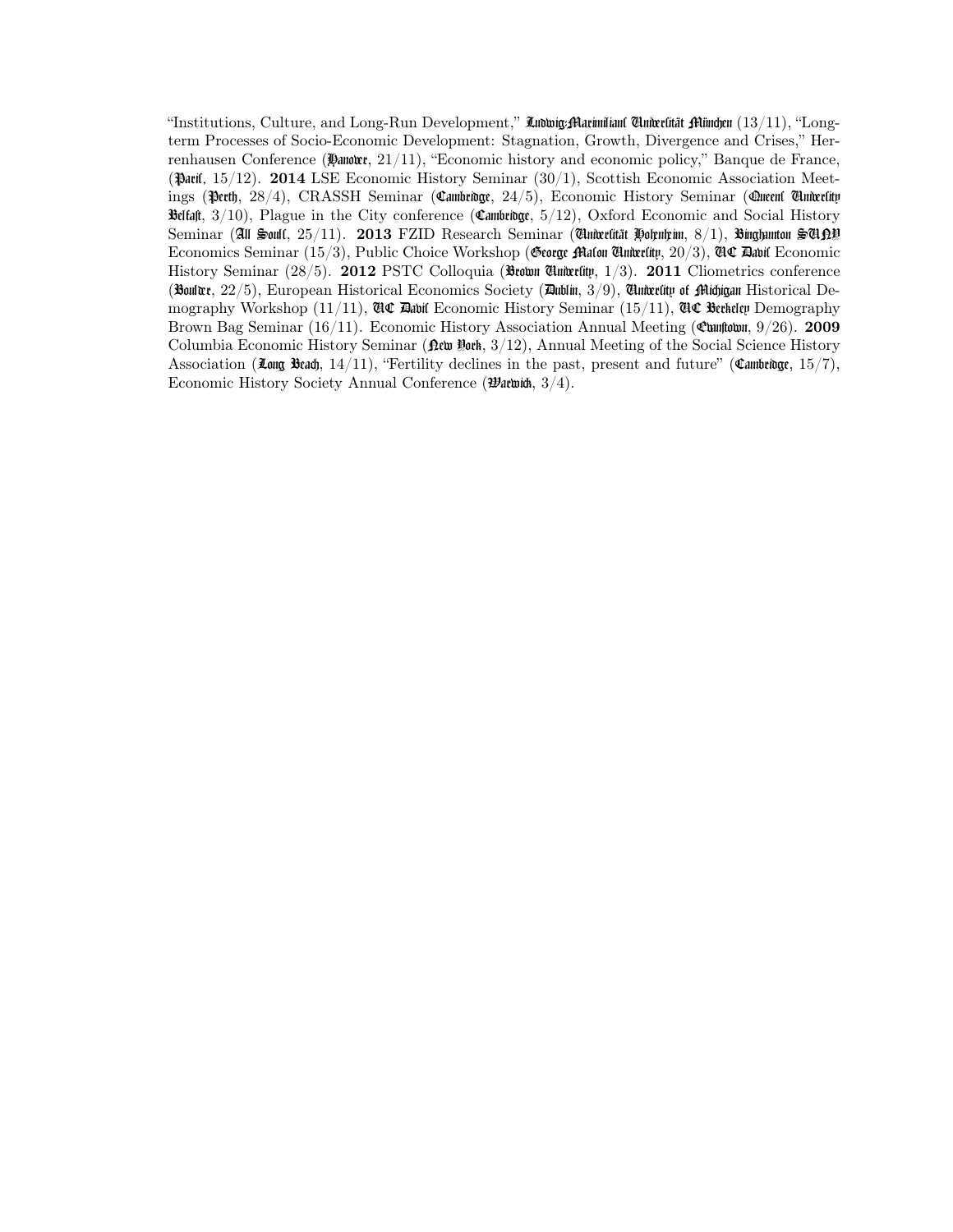"Institutions, Culture, and Long-Run Development," Ludwig-Maximilians-Universität München (13/11), "Long-term Processes of Socio-Economic Development: Stagnation, Growth, Divergence and Crises," Herrenhausen Conference (Hanover, 21/11), "Economic history and economic policy," Banque de France, (Paris, 15/12). **2014** LSE Economic History Seminar (30/1), Scottish Economic Association Meetings (Perth, 28/4), CRASSH Seminar (Cambridge, 24/5), Economic History Seminar (Queens University Belfast, 3/10), Plague in the City conference (Cambridge, 5/12), Oxford Economic and Social History Seminar (All Souls, 25/11). **2013** FZID Research Seminar (Universität Hohenheim, 8/1), Binghamton SUNY Economics Seminar (15/3), Public Choice Workshop (George Mason University, 20/3), UC Davis Economic History Seminar (28/5). **2012** PSTC Colloquia (Brown University, 1/3). **2011** Cliometrics conference (Boulder, 22/5), European Historical Economics Society (Dublin, 3/9), University of Michigan Historical Demography Workshop (11/11), UC Davis Economic History Seminar (15/11), UC Berkeley Demography Brown Bag Seminar (16/11). Economic History Association Annual Meeting (Evanston, 9/26). **2009** Columbia Economic History Seminar (New York, 3/12), Annual Meeting of the Social Science History Association (Long Beach, 14/11), "Fertility declines in the past, present and future" (Cambridge, 15/7), Economic History Society Annual Conference (Warwick, 3/4).